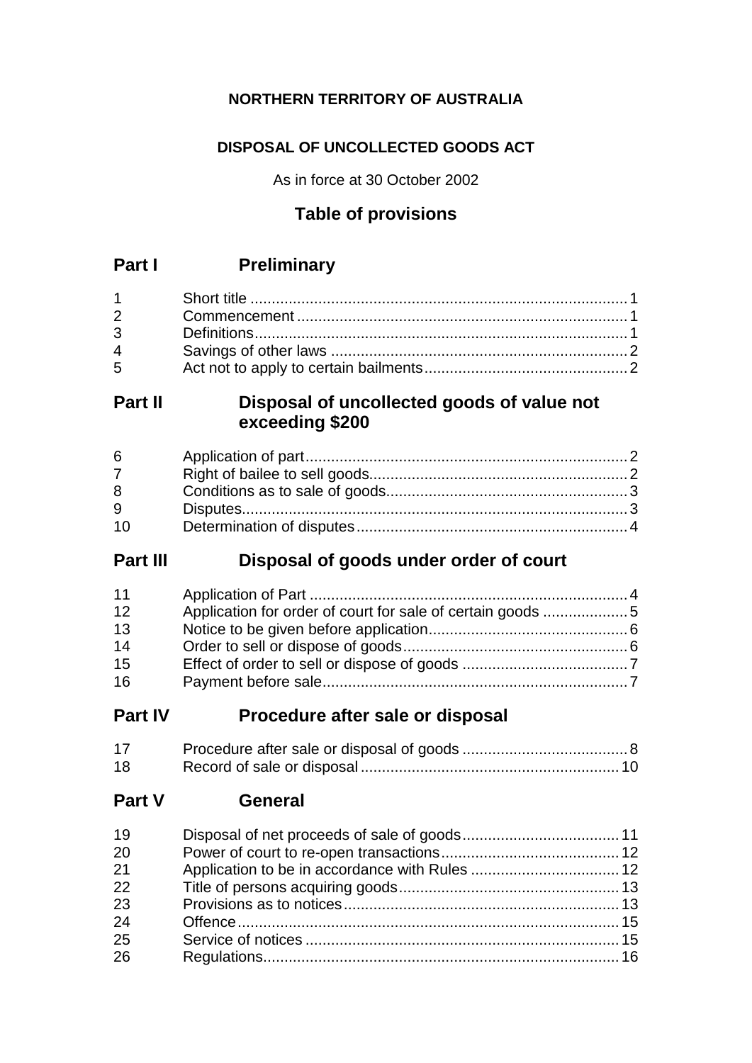**NORTHERN TERRITORY OF AUSTRALIA**

**DISPOSAL OF UNCOLLECTED GOODS ACT**

As in force at 30 October 2002

## Table of provisions

## Part I Preliminary

| | | |
|---|---|---|
| 1 | Short title | 1 |
| 2 | Commencement | 1 |
| 3 | Definitions | 1 |
| 4 | Savings of other laws | 2 |
| 5 | Act not to apply to certain bailments | 2 |

## Part II Disposal of uncollected goods of value not exceeding $200

| | | |
|---|---|---|
| 6 | Application of part | 2 |
| 7 | Right of bailee to sell goods | 2 |
| 8 | Conditions as to sale of goods | 3 |
| 9 | Disputes | 3 |
| 10 | Determination of disputes | 4 |

## Part III Disposal of goods under order of court

| | | |
|---|---|---|
| 11 | Application of Part | 4 |
| 12 | Application for order of court for sale of certain goods | 5 |
| 13 | Notice to be given before application | 6 |
| 14 | Order to sell or dispose of goods | 6 |
| 15 | Effect of order to sell or dispose of goods | 7 |
| 16 | Payment before sale | 7 |

## Part IV Procedure after sale or disposal

| | | |
|---|---|---|
| 17 | Procedure after sale or disposal of goods | 8 |
| 18 | Record of sale or disposal | 10 |

## Part V General

| | | |
|---|---|---|
| 19 | Disposal of net proceeds of sale of goods | 11 |
| 20 | Power of court to re-open transactions | 12 |
| 21 | Application to be in accordance with Rules | 12 |
| 22 | Title of persons acquiring goods | 13 |
| 23 | Provisions as to notices | 13 |
| 24 | Offence | 15 |
| 25 | Service of notices | 15 |
| 26 | Regulations | 16 |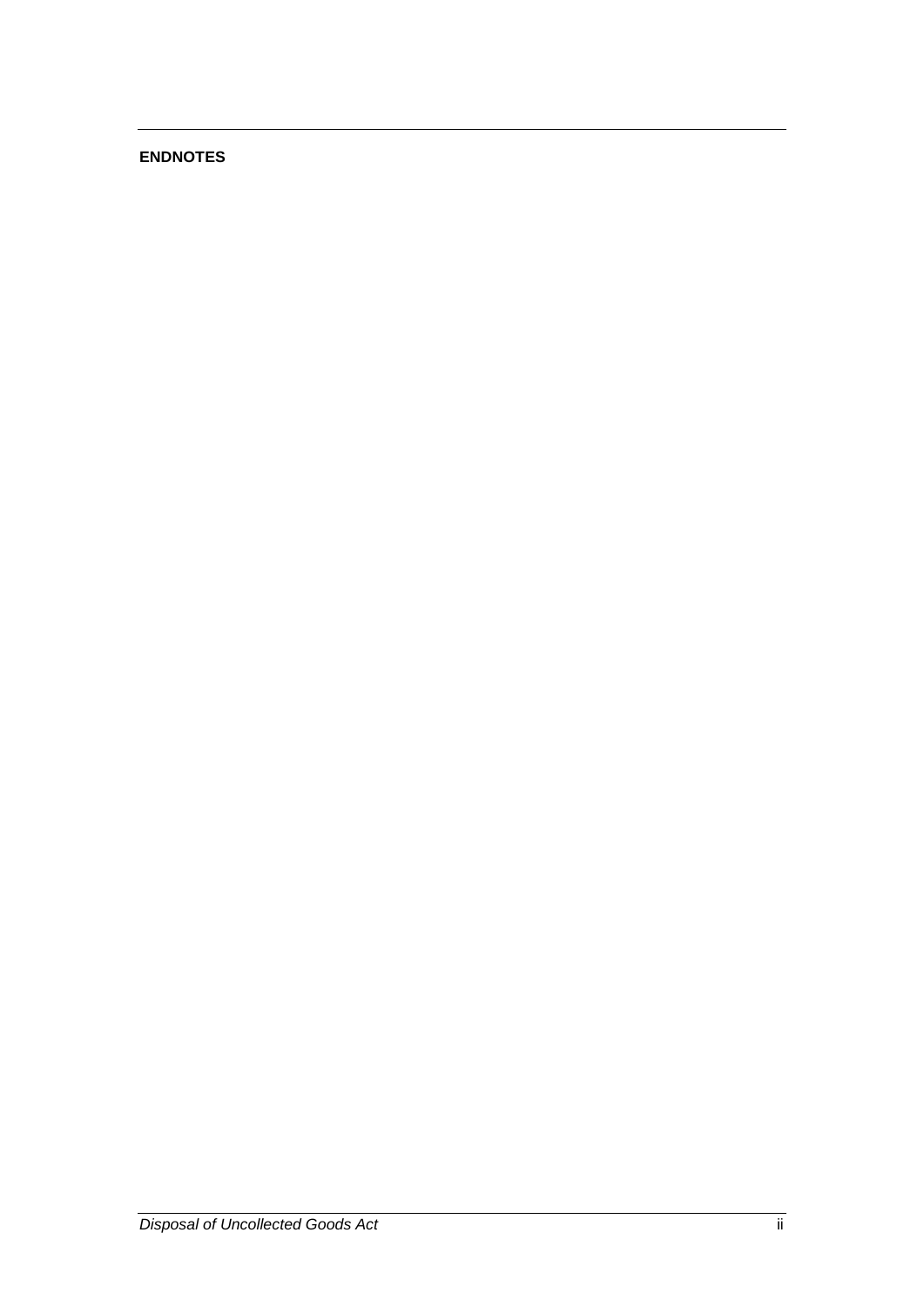**ENDNOTES**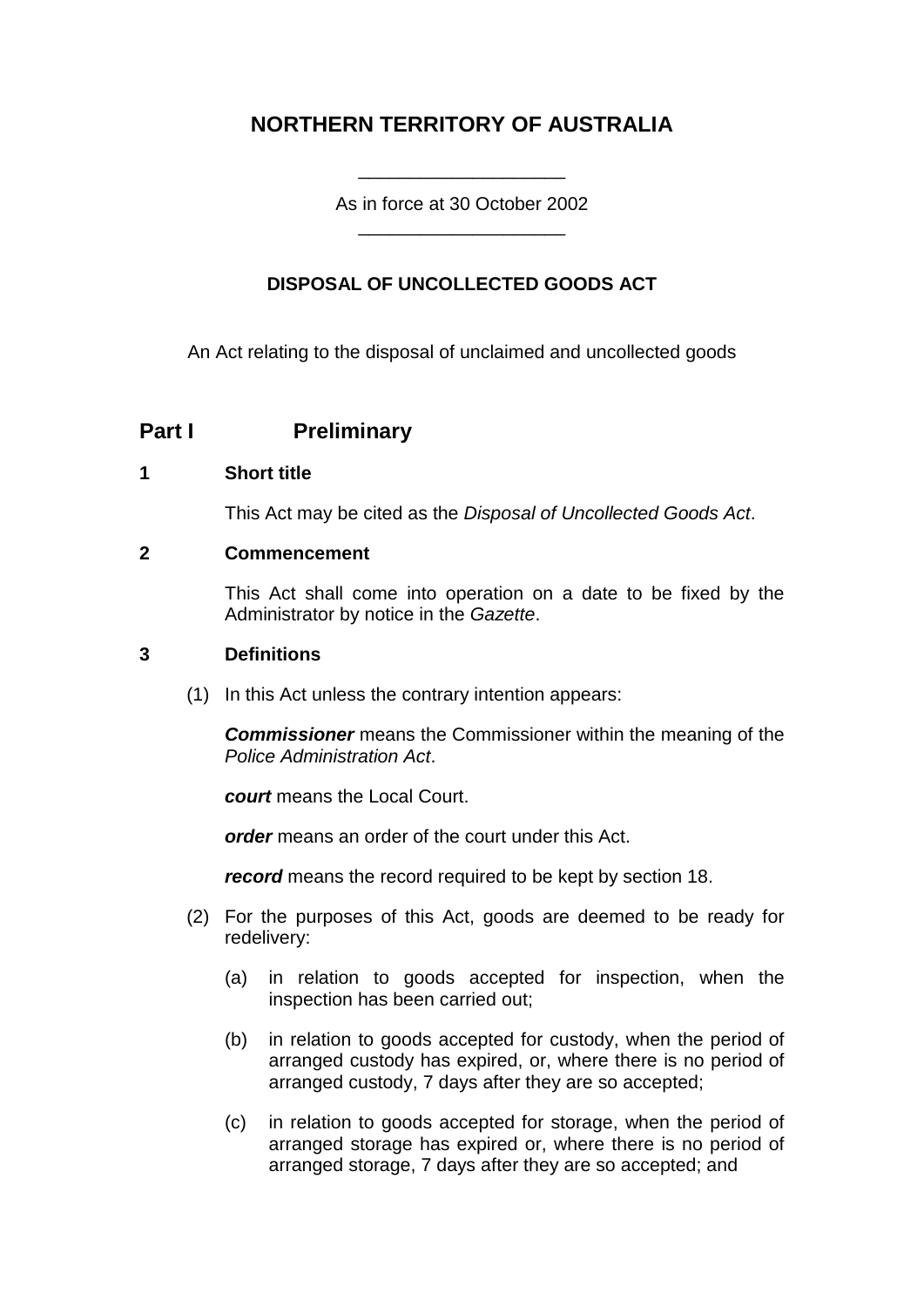# NORTHERN TERRITORY OF AUSTRALIA

As in force at 30 October 2002

## DISPOSAL OF UNCOLLECTED GOODS ACT

An Act relating to the disposal of unclaimed and uncollected goods

## Part I Preliminary

### 1 Short title

This Act may be cited as the *Disposal of Uncollected Goods Act*.

### 2 Commencement

This Act shall come into operation on a date to be fixed by the Administrator by notice in the *Gazette*.

### 3 Definitions

(1) In this Act unless the contrary intention appears:

***Commissioner*** means the Commissioner within the meaning of the *Police Administration Act*.

***court*** means the Local Court.

***order*** means an order of the court under this Act.

***record*** means the record required to be kept by section 18.

(2) For the purposes of this Act, goods are deemed to be ready for redelivery:

(a) in relation to goods accepted for inspection, when the inspection has been carried out;

(b) in relation to goods accepted for custody, when the period of arranged custody has expired, or, where there is no period of arranged custody, 7 days after they are so accepted;

(c) in relation to goods accepted for storage, when the period of arranged storage has expired or, where there is no period of arranged storage, 7 days after they are so accepted; and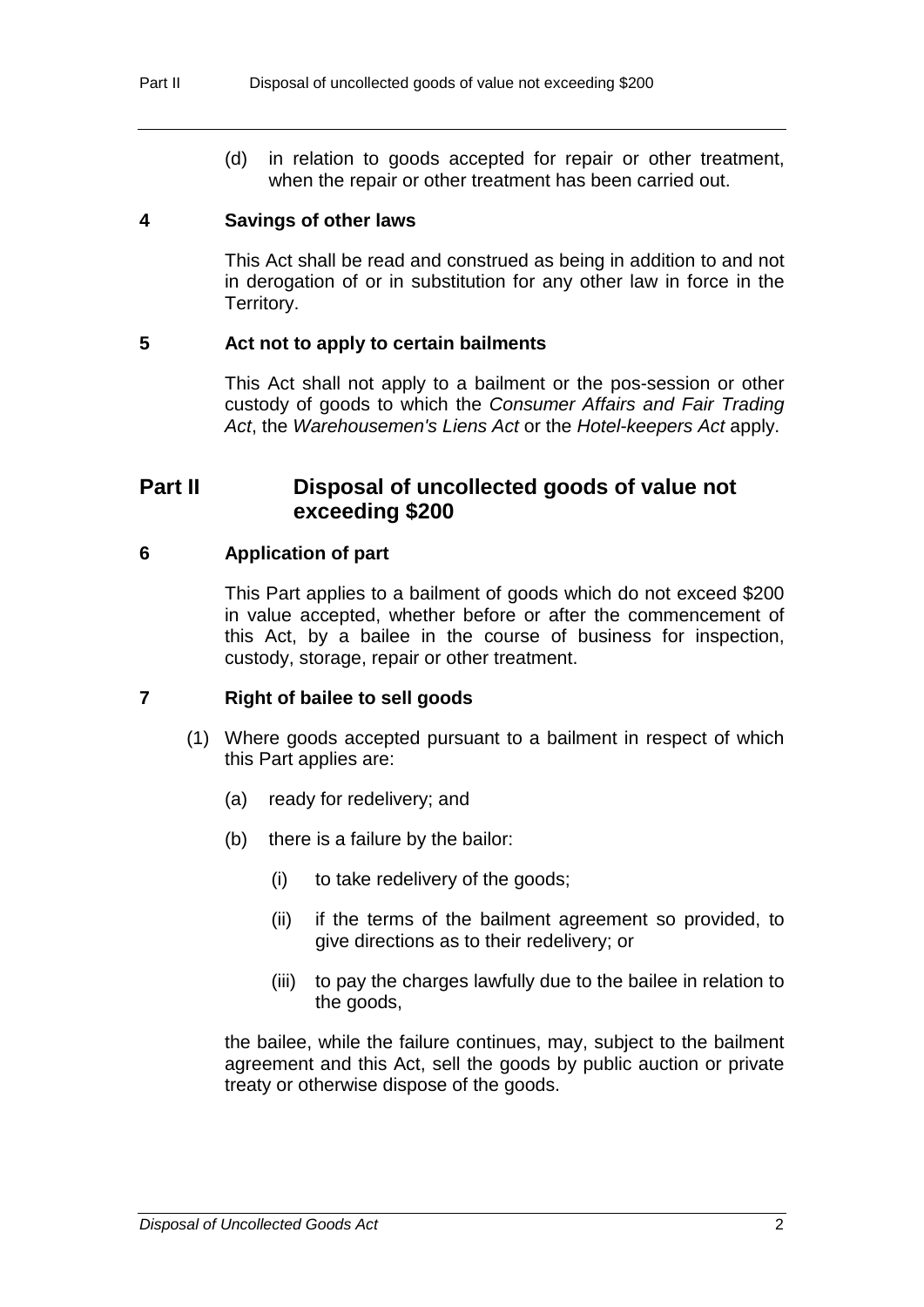(d) in relation to goods accepted for repair or other treatment, when the repair or other treatment has been carried out.

### 4 Savings of other laws

This Act shall be read and construed as being in addition to and not in derogation of or in substitution for any other law in force in the Territory.

### 5 Act not to apply to certain bailments

This Act shall not apply to a bailment or the pos-session or other custody of goods to which the *Consumer Affairs and Fair Trading Act*, the *Warehousemen's Liens Act* or the *Hotel-keepers Act* apply.

## Part II Disposal of uncollected goods of value not exceeding $200

### 6 Application of part

This Part applies to a bailment of goods which do not exceed $200 in value accepted, whether before or after the commencement of this Act, by a bailee in the course of business for inspection, custody, storage, repair or other treatment.

### 7 Right of bailee to sell goods

(1) Where goods accepted pursuant to a bailment in respect of which this Part applies are:

(a) ready for redelivery; and

(b) there is a failure by the bailor:

(i) to take redelivery of the goods;

(ii) if the terms of the bailment agreement so provided, to give directions as to their redelivery; or

(iii) to pay the charges lawfully due to the bailee in relation to the goods,

the bailee, while the failure continues, may, subject to the bailment agreement and this Act, sell the goods by public auction or private treaty or otherwise dispose of the goods.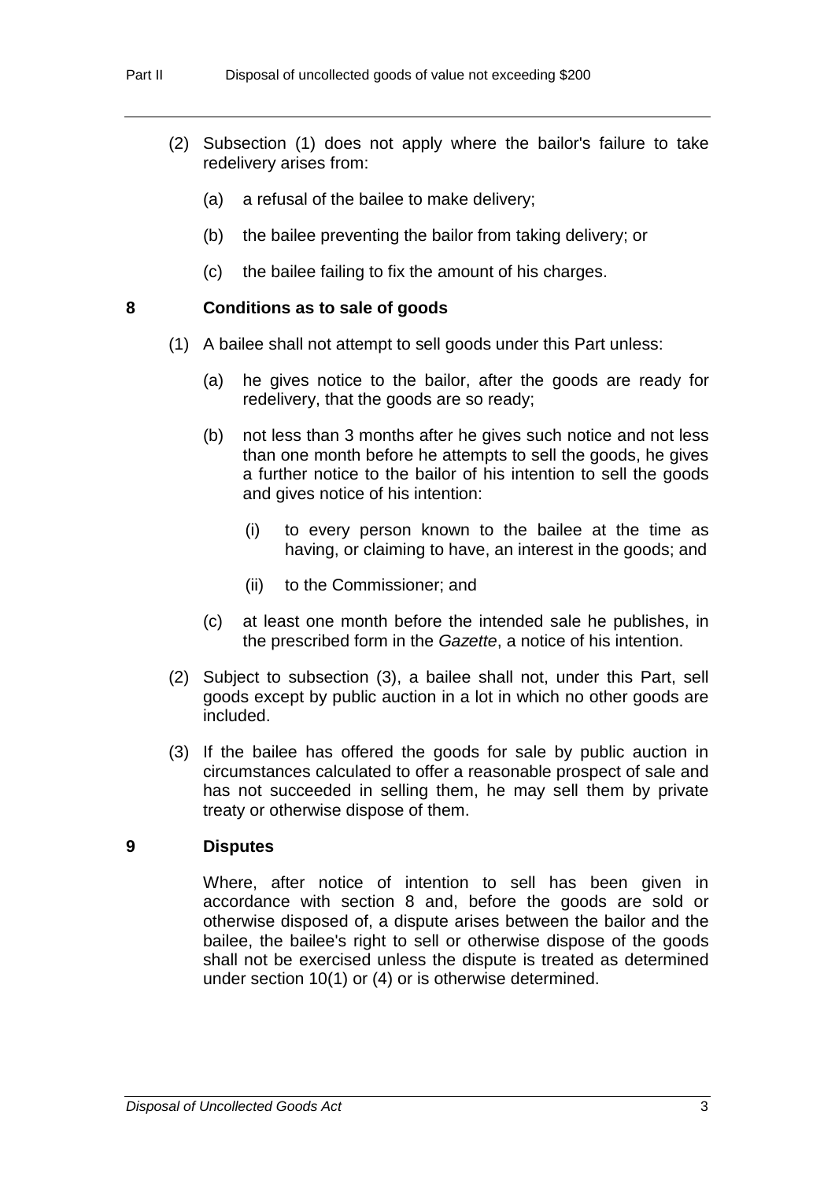(2) Subsection (1) does not apply where the bailor's failure to take redelivery arises from:

(a) a refusal of the bailee to make delivery;

(b) the bailee preventing the bailor from taking delivery; or

(c) the bailee failing to fix the amount of his charges.

## 8 Conditions as to sale of goods

(1) A bailee shall not attempt to sell goods under this Part unless:

(a) he gives notice to the bailor, after the goods are ready for redelivery, that the goods are so ready;

(b) not less than 3 months after he gives such notice and not less than one month before he attempts to sell the goods, he gives a further notice to the bailor of his intention to sell the goods and gives notice of his intention:

(i) to every person known to the bailee at the time as having, or claiming to have, an interest in the goods; and

(ii) to the Commissioner; and

(c) at least one month before the intended sale he publishes, in the prescribed form in the *Gazette*, a notice of his intention.

(2) Subject to subsection (3), a bailee shall not, under this Part, sell goods except by public auction in a lot in which no other goods are included.

(3) If the bailee has offered the goods for sale by public auction in circumstances calculated to offer a reasonable prospect of sale and has not succeeded in selling them, he may sell them by private treaty or otherwise dispose of them.

## 9 Disputes

Where, after notice of intention to sell has been given in accordance with section 8 and, before the goods are sold or otherwise disposed of, a dispute arises between the bailor and the bailee, the bailee's right to sell or otherwise dispose of the goods shall not be exercised unless the dispute is treated as determined under section 10(1) or (4) or is otherwise determined.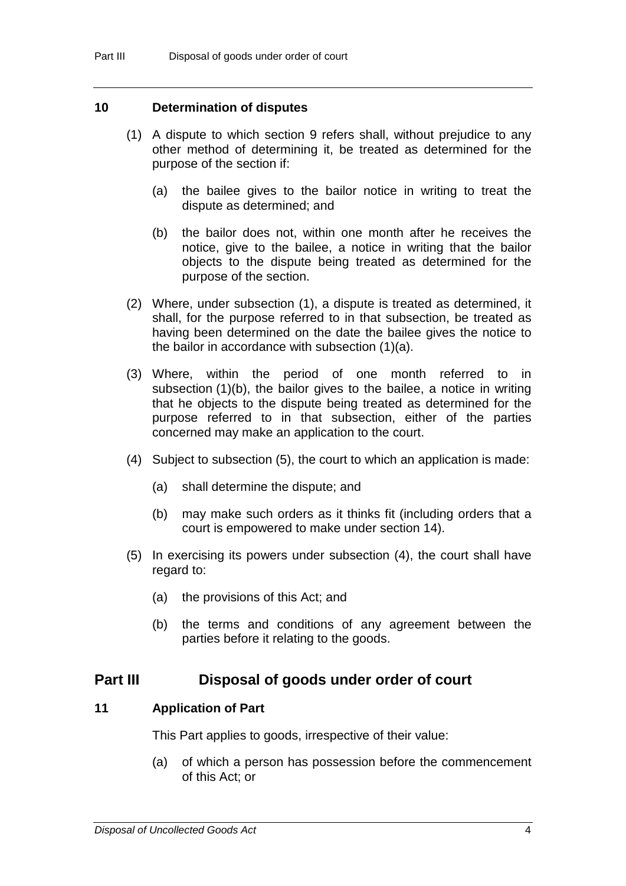### 10 Determination of disputes

(1) A dispute to which section 9 refers shall, without prejudice to any other method of determining it, be treated as determined for the purpose of the section if:

(a) the bailee gives to the bailor notice in writing to treat the dispute as determined; and

(b) the bailor does not, within one month after he receives the notice, give to the bailee, a notice in writing that the bailor objects to the dispute being treated as determined for the purpose of the section.

(2) Where, under subsection (1), a dispute is treated as determined, it shall, for the purpose referred to in that subsection, be treated as having been determined on the date the bailee gives the notice to the bailor in accordance with subsection (1)(a).

(3) Where, within the period of one month referred to in subsection (1)(b), the bailor gives to the bailee, a notice in writing that he objects to the dispute being treated as determined for the purpose referred to in that subsection, either of the parties concerned may make an application to the court.

(4) Subject to subsection (5), the court to which an application is made:

(a) shall determine the dispute; and

(b) may make such orders as it thinks fit (including orders that a court is empowered to make under section 14).

(5) In exercising its powers under subsection (4), the court shall have regard to:

(a) the provisions of this Act; and

(b) the terms and conditions of any agreement between the parties before it relating to the goods.

## Part III Disposal of goods under order of court

### 11 Application of Part

This Part applies to goods, irrespective of their value:

(a) of which a person has possession before the commencement of this Act; or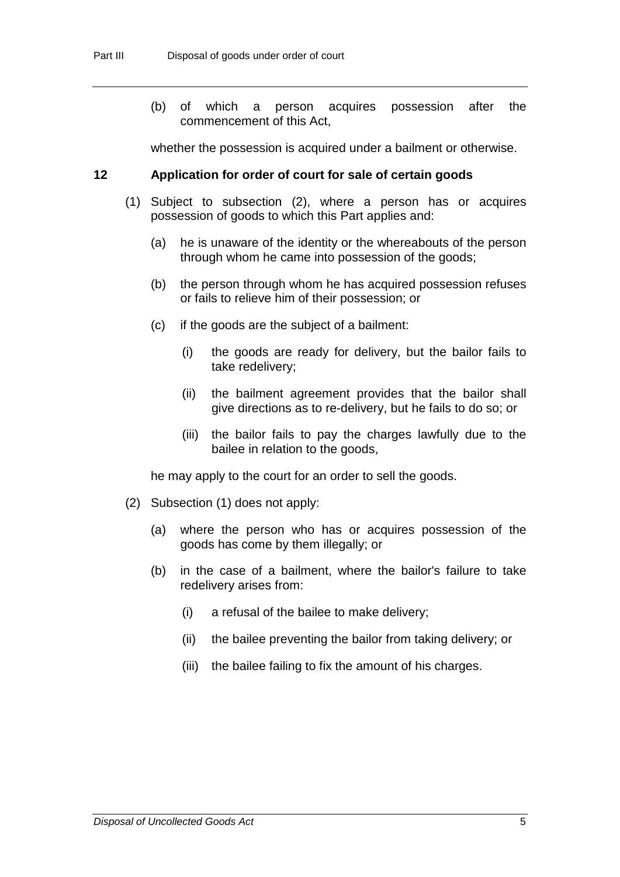(b) of which a person acquires possession after the commencement of this Act,

whether the possession is acquired under a bailment or otherwise.

## 12 Application for order of court for sale of certain goods

(1) Subject to subsection (2), where a person has or acquires possession of goods to which this Part applies and:

- (a) he is unaware of the identity or the whereabouts of the person through whom he came into possession of the goods;
- (b) the person through whom he has acquired possession refuses or fails to relieve him of their possession; or
- (c) if the goods are the subject of a bailment:
  - (i) the goods are ready for delivery, but the bailor fails to take redelivery;
  - (ii) the bailment agreement provides that the bailor shall give directions as to re-delivery, but he fails to do so; or
  - (iii) the bailor fails to pay the charges lawfully due to the bailee in relation to the goods,

he may apply to the court for an order to sell the goods.

(2) Subsection (1) does not apply:

- (a) where the person who has or acquires possession of the goods has come by them illegally; or
- (b) in the case of a bailment, where the bailor's failure to take redelivery arises from:
  - (i) a refusal of the bailee to make delivery;
  - (ii) the bailee preventing the bailor from taking delivery; or
  - (iii) the bailee failing to fix the amount of his charges.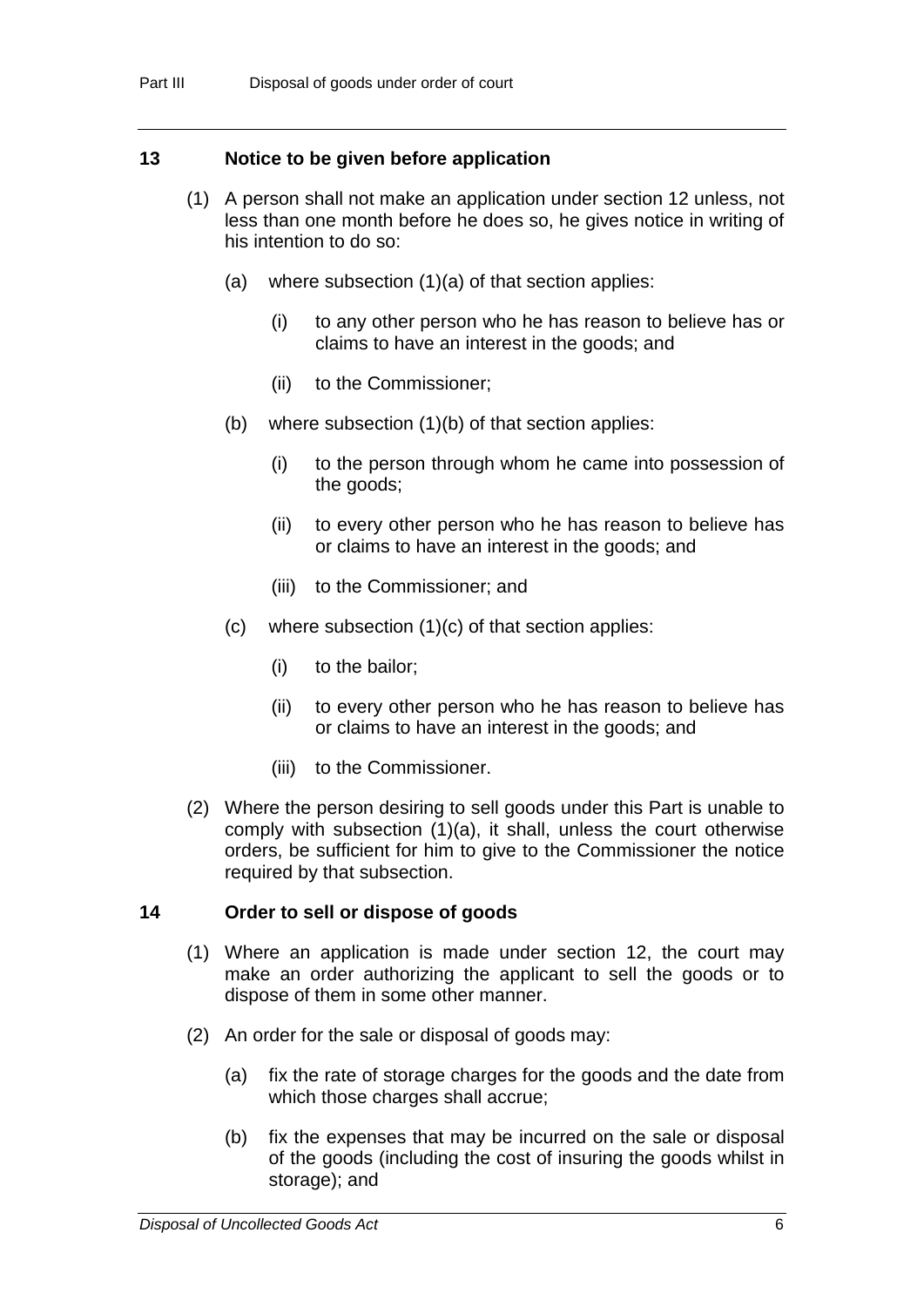## 13 Notice to be given before application

(1) A person shall not make an application under section 12 unless, not less than one month before he does so, he gives notice in writing of his intention to do so:

- (a) where subsection (1)(a) of that section applies:
  - (i) to any other person who he has reason to believe has or claims to have an interest in the goods; and
  - (ii) to the Commissioner;
- (b) where subsection (1)(b) of that section applies:
  - (i) to the person through whom he came into possession of the goods;
  - (ii) to every other person who he has reason to believe has or claims to have an interest in the goods; and
  - (iii) to the Commissioner; and
- (c) where subsection (1)(c) of that section applies:
  - (i) to the bailor;
  - (ii) to every other person who he has reason to believe has or claims to have an interest in the goods; and
  - (iii) to the Commissioner.

(2) Where the person desiring to sell goods under this Part is unable to comply with subsection (1)(a), it shall, unless the court otherwise orders, be sufficient for him to give to the Commissioner the notice required by that subsection.

## 14 Order to sell or dispose of goods

(1) Where an application is made under section 12, the court may make an order authorizing the applicant to sell the goods or to dispose of them in some other manner.

(2) An order for the sale or disposal of goods may:

- (a) fix the rate of storage charges for the goods and the date from which those charges shall accrue;
- (b) fix the expenses that may be incurred on the sale or disposal of the goods (including the cost of insuring the goods whilst in storage); and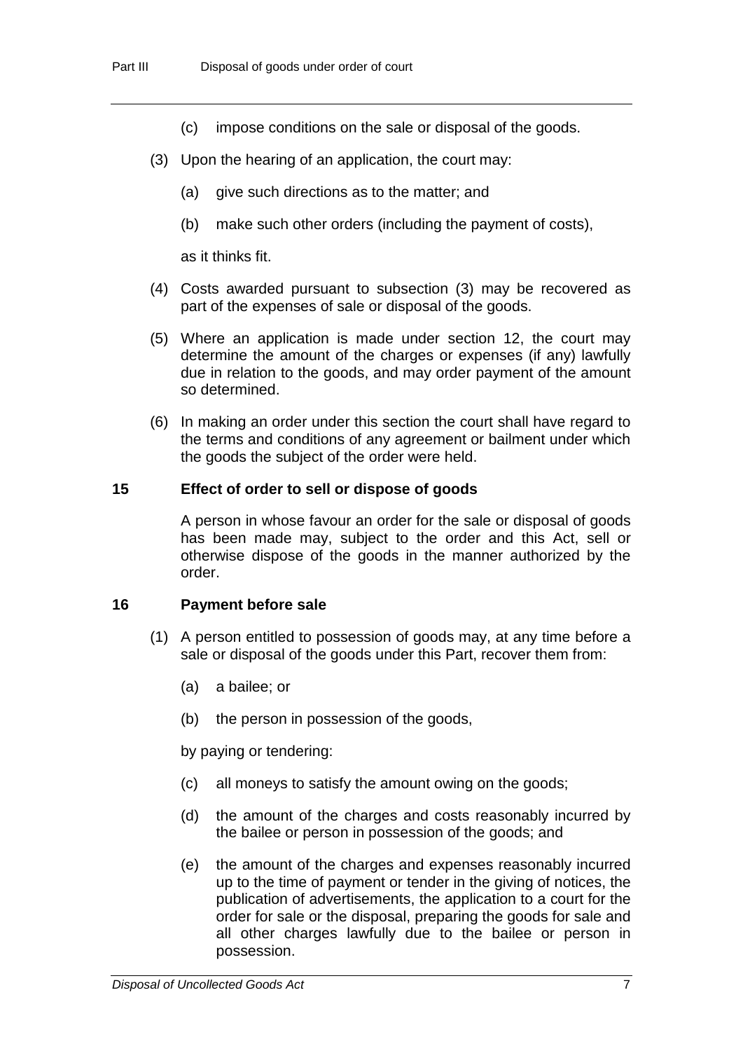(c) impose conditions on the sale or disposal of the goods.

(3) Upon the hearing of an application, the court may:

(a) give such directions as to the matter; and

(b) make such other orders (including the payment of costs),

as it thinks fit.

(4) Costs awarded pursuant to subsection (3) may be recovered as part of the expenses of sale or disposal of the goods.

(5) Where an application is made under section 12, the court may determine the amount of the charges or expenses (if any) lawfully due in relation to the goods, and may order payment of the amount so determined.

(6) In making an order under this section the court shall have regard to the terms and conditions of any agreement or bailment under which the goods the subject of the order were held.

### 15 Effect of order to sell or dispose of goods

A person in whose favour an order for the sale or disposal of goods has been made may, subject to the order and this Act, sell or otherwise dispose of the goods in the manner authorized by the order.

### 16 Payment before sale

(1) A person entitled to possession of goods may, at any time before a sale or disposal of the goods under this Part, recover them from:

(a) a bailee; or

(b) the person in possession of the goods,

by paying or tendering:

(c) all moneys to satisfy the amount owing on the goods;

(d) the amount of the charges and costs reasonably incurred by the bailee or person in possession of the goods; and

(e) the amount of the charges and expenses reasonably incurred up to the time of payment or tender in the giving of notices, the publication of advertisements, the application to a court for the order for sale or the disposal, preparing the goods for sale and all other charges lawfully due to the bailee or person in possession.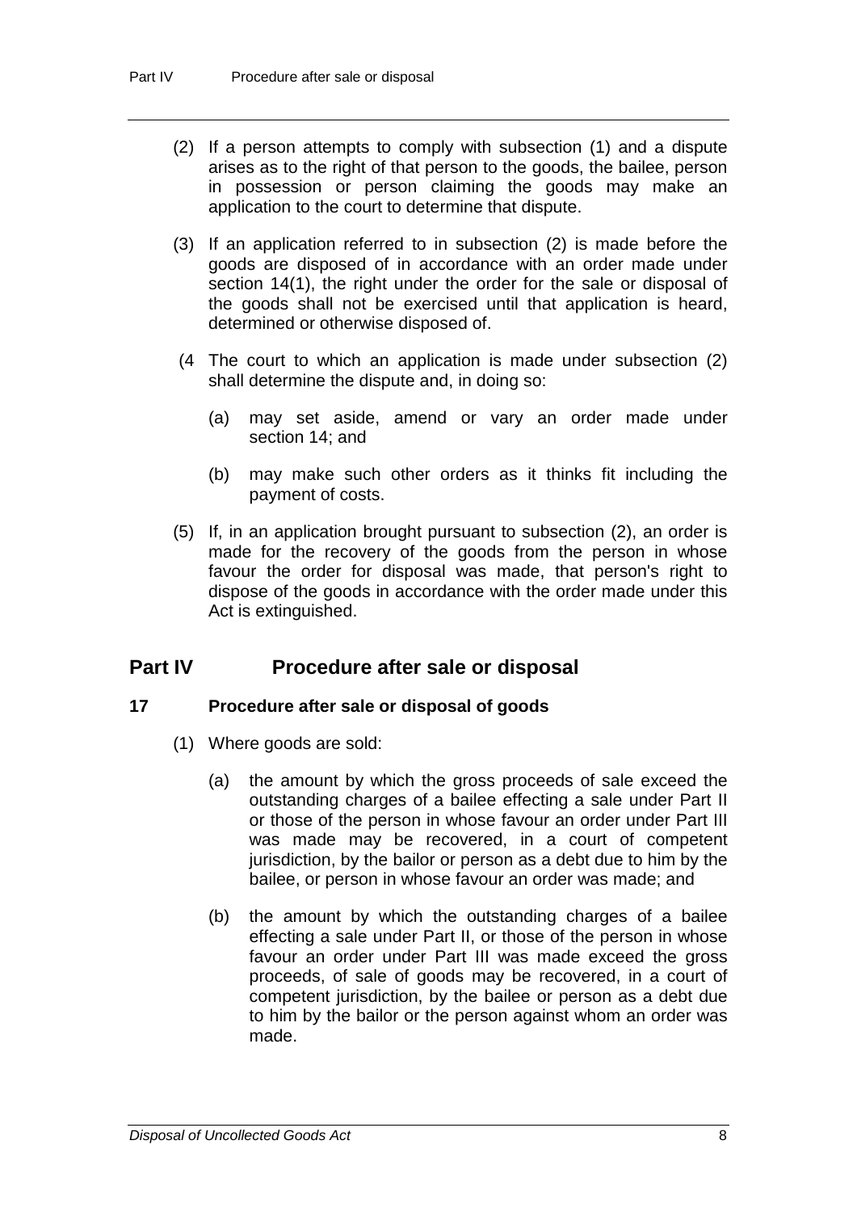(2) If a person attempts to comply with subsection (1) and a dispute arises as to the right of that person to the goods, the bailee, person in possession or person claiming the goods may make an application to the court to determine that dispute.

(3) If an application referred to in subsection (2) is made before the goods are disposed of in accordance with an order made under section 14(1), the right under the order for the sale or disposal of the goods shall not be exercised until that application is heard, determined or otherwise disposed of.

(4 The court to which an application is made under subsection (2) shall determine the dispute and, in doing so:

(a) may set aside, amend or vary an order made under section 14; and

(b) may make such other orders as it thinks fit including the payment of costs.

(5) If, in an application brought pursuant to subsection (2), an order is made for the recovery of the goods from the person in whose favour the order for disposal was made, that person's right to dispose of the goods in accordance with the order made under this Act is extinguished.

## Part IV Procedure after sale or disposal

### 17 Procedure after sale or disposal of goods

(1) Where goods are sold:

(a) the amount by which the gross proceeds of sale exceed the outstanding charges of a bailee effecting a sale under Part II or those of the person in whose favour an order under Part III was made may be recovered, in a court of competent jurisdiction, by the bailor or person as a debt due to him by the bailee, or person in whose favour an order was made; and

(b) the amount by which the outstanding charges of a bailee effecting a sale under Part II, or those of the person in whose favour an order under Part III was made exceed the gross proceeds, of sale of goods may be recovered, in a court of competent jurisdiction, by the bailee or person as a debt due to him by the bailor or the person against whom an order was made.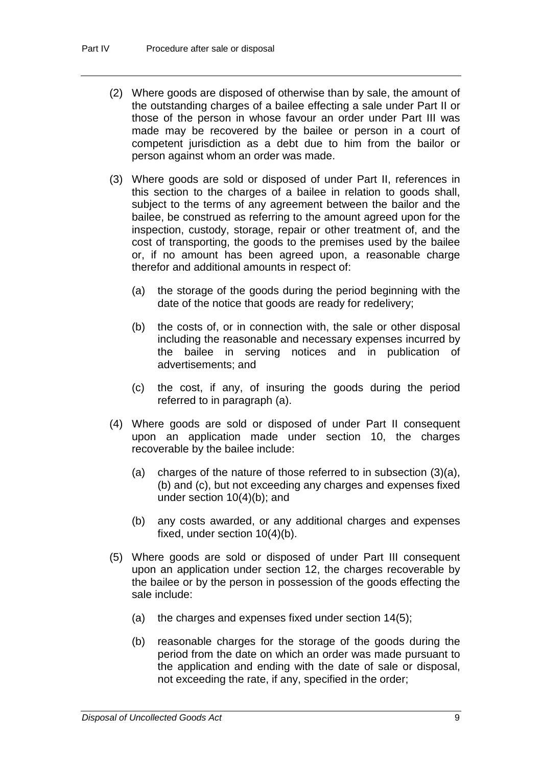(2) Where goods are disposed of otherwise than by sale, the amount of the outstanding charges of a bailee effecting a sale under Part II or those of the person in whose favour an order under Part III was made may be recovered by the bailee or person in a court of competent jurisdiction as a debt due to him from the bailor or person against whom an order was made.

(3) Where goods are sold or disposed of under Part II, references in this section to the charges of a bailee in relation to goods shall, subject to the terms of any agreement between the bailor and the bailee, be construed as referring to the amount agreed upon for the inspection, custody, storage, repair or other treatment of, and the cost of transporting, the goods to the premises used by the bailee or, if no amount has been agreed upon, a reasonable charge therefor and additional amounts in respect of:

- (a) the storage of the goods during the period beginning with the date of the notice that goods are ready for redelivery;
- (b) the costs of, or in connection with, the sale or other disposal including the reasonable and necessary expenses incurred by the bailee in serving notices and in publication of advertisements; and
- (c) the cost, if any, of insuring the goods during the period referred to in paragraph (a).

(4) Where goods are sold or disposed of under Part II consequent upon an application made under section 10, the charges recoverable by the bailee include:

- (a) charges of the nature of those referred to in subsection (3)(a), (b) and (c), but not exceeding any charges and expenses fixed under section 10(4)(b); and
- (b) any costs awarded, or any additional charges and expenses fixed, under section 10(4)(b).

(5) Where goods are sold or disposed of under Part III consequent upon an application under section 12, the charges recoverable by the bailee or by the person in possession of the goods effecting the sale include:

- (a) the charges and expenses fixed under section 14(5);
- (b) reasonable charges for the storage of the goods during the period from the date on which an order was made pursuant to the application and ending with the date of sale or disposal, not exceeding the rate, if any, specified in the order;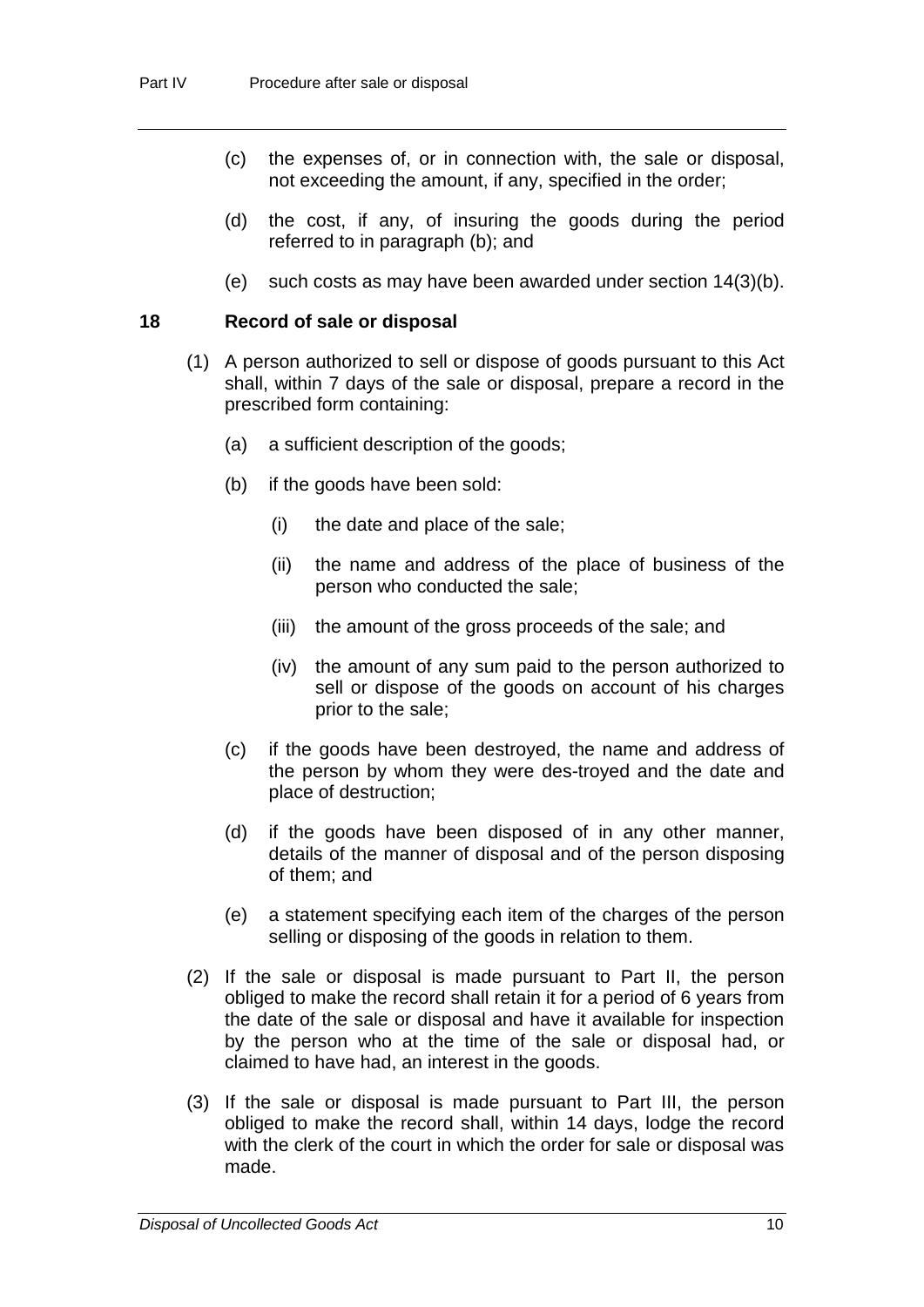(c) the expenses of, or in connection with, the sale or disposal, not exceeding the amount, if any, specified in the order;

(d) the cost, if any, of insuring the goods during the period referred to in paragraph (b); and

(e) such costs as may have been awarded under section 14(3)(b).

### 18 Record of sale or disposal

(1) A person authorized to sell or dispose of goods pursuant to this Act shall, within 7 days of the sale or disposal, prepare a record in the prescribed form containing:

(a) a sufficient description of the goods;

(b) if the goods have been sold:

(i) the date and place of the sale;

(ii) the name and address of the place of business of the person who conducted the sale;

(iii) the amount of the gross proceeds of the sale; and

(iv) the amount of any sum paid to the person authorized to sell or dispose of the goods on account of his charges prior to the sale;

(c) if the goods have been destroyed, the name and address of the person by whom they were des-troyed and the date and place of destruction;

(d) if the goods have been disposed of in any other manner, details of the manner of disposal and of the person disposing of them; and

(e) a statement specifying each item of the charges of the person selling or disposing of the goods in relation to them.

(2) If the sale or disposal is made pursuant to Part II, the person obliged to make the record shall retain it for a period of 6 years from the date of the sale or disposal and have it available for inspection by the person who at the time of the sale or disposal had, or claimed to have had, an interest in the goods.

(3) If the sale or disposal is made pursuant to Part III, the person obliged to make the record shall, within 14 days, lodge the record with the clerk of the court in which the order for sale or disposal was made.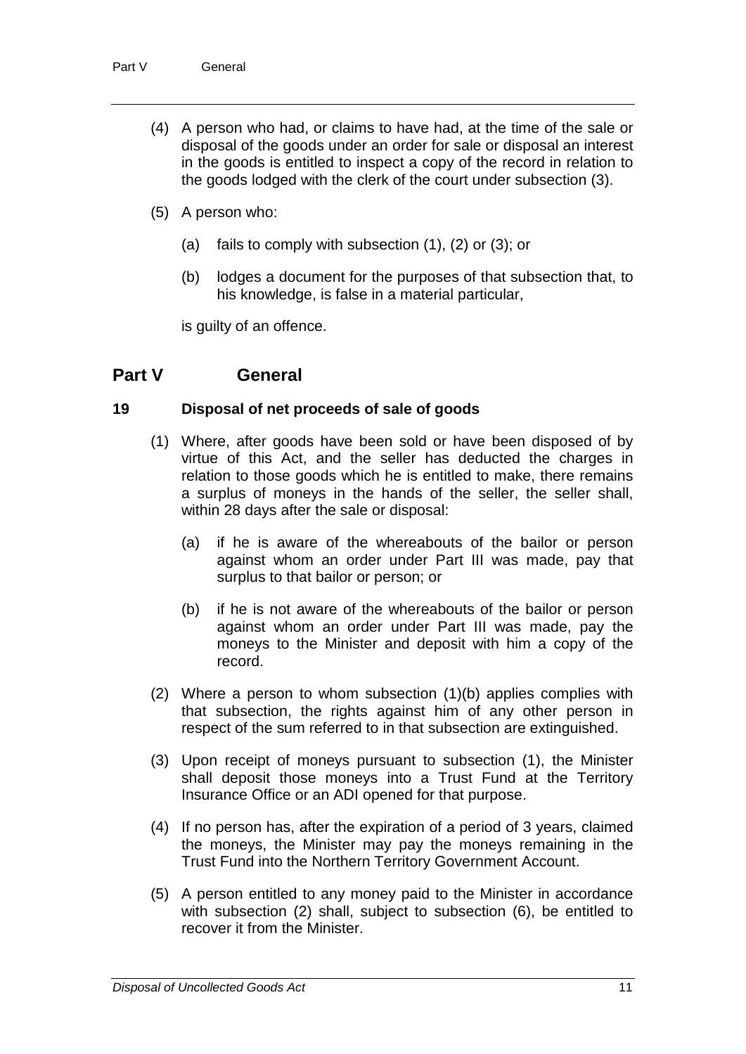(4) A person who had, or claims to have had, at the time of the sale or disposal of the goods under an order for sale or disposal an interest in the goods is entitled to inspect a copy of the record in relation to the goods lodged with the clerk of the court under subsection (3).

(5) A person who:

(a) fails to comply with subsection (1), (2) or (3); or

(b) lodges a document for the purposes of that subsection that, to his knowledge, is false in a material particular,

is guilty of an offence.

## Part V General

### 19 Disposal of net proceeds of sale of goods

(1) Where, after goods have been sold or have been disposed of by virtue of this Act, and the seller has deducted the charges in relation to those goods which he is entitled to make, there remains a surplus of moneys in the hands of the seller, the seller shall, within 28 days after the sale or disposal:

(a) if he is aware of the whereabouts of the bailor or person against whom an order under Part III was made, pay that surplus to that bailor or person; or

(b) if he is not aware of the whereabouts of the bailor or person against whom an order under Part III was made, pay the moneys to the Minister and deposit with him a copy of the record.

(2) Where a person to whom subsection (1)(b) applies complies with that subsection, the rights against him of any other person in respect of the sum referred to in that subsection are extinguished.

(3) Upon receipt of moneys pursuant to subsection (1), the Minister shall deposit those moneys into a Trust Fund at the Territory Insurance Office or an ADI opened for that purpose.

(4) If no person has, after the expiration of a period of 3 years, claimed the moneys, the Minister may pay the moneys remaining in the Trust Fund into the Northern Territory Government Account.

(5) A person entitled to any money paid to the Minister in accordance with subsection (2) shall, subject to subsection (6), be entitled to recover it from the Minister.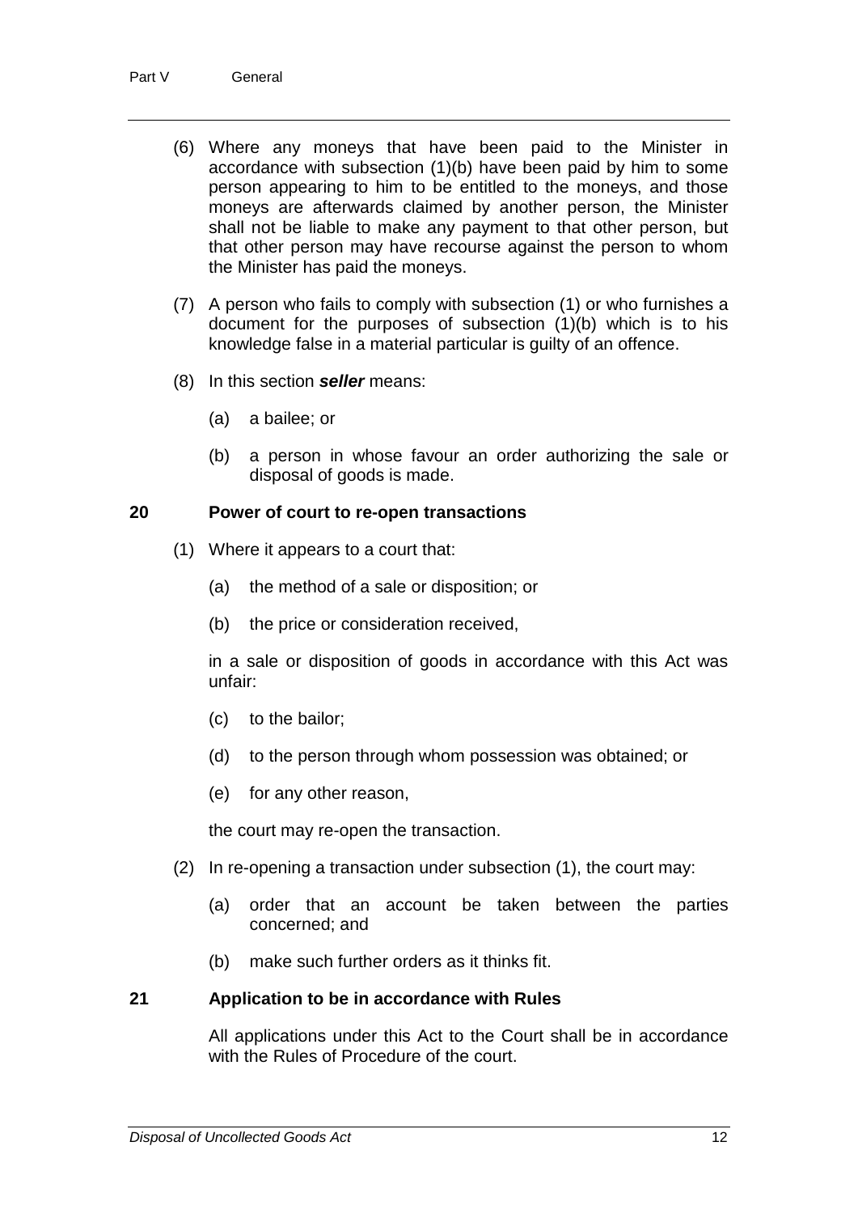(6) Where any moneys that have been paid to the Minister in accordance with subsection (1)(b) have been paid by him to some person appearing to him to be entitled to the moneys, and those moneys are afterwards claimed by another person, the Minister shall not be liable to make any payment to that other person, but that other person may have recourse against the person to whom the Minister has paid the moneys.

(7) A person who fails to comply with subsection (1) or who furnishes a document for the purposes of subsection (1)(b) which is to his knowledge false in a material particular is guilty of an offence.

(8) In this section ***seller*** means:

(a) a bailee; or

(b) a person in whose favour an order authorizing the sale or disposal of goods is made.

### 20 Power of court to re-open transactions

(1) Where it appears to a court that:

(a) the method of a sale or disposition; or

(b) the price or consideration received,

in a sale or disposition of goods in accordance with this Act was unfair:

(c) to the bailor;

(d) to the person through whom possession was obtained; or

(e) for any other reason,

the court may re-open the transaction.

(2) In re-opening a transaction under subsection (1), the court may:

(a) order that an account be taken between the parties concerned; and

(b) make such further orders as it thinks fit.

### 21 Application to be in accordance with Rules

All applications under this Act to the Court shall be in accordance with the Rules of Procedure of the court.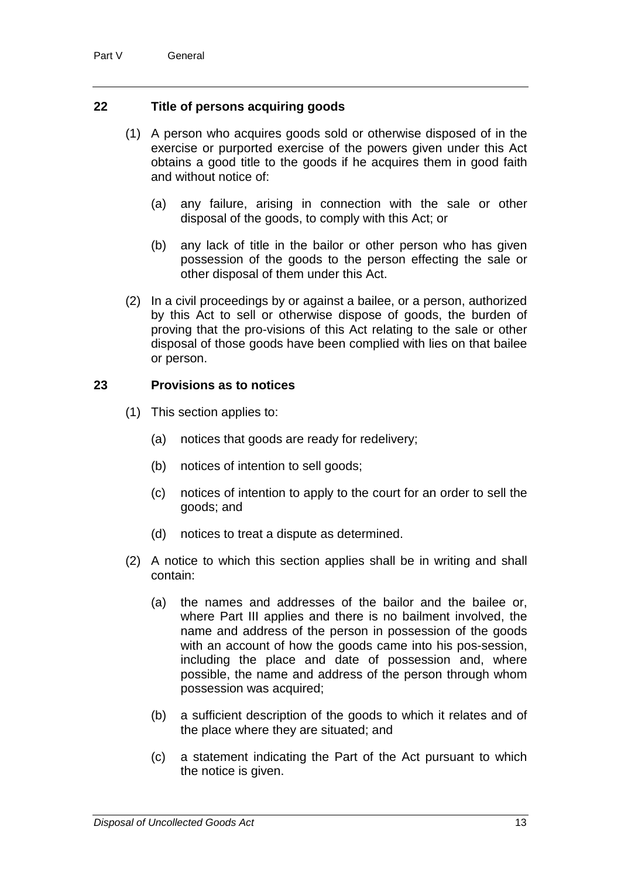## 22 Title of persons acquiring goods

(1) A person who acquires goods sold or otherwise disposed of in the exercise or purported exercise of the powers given under this Act obtains a good title to the goods if he acquires them in good faith and without notice of:

(a) any failure, arising in connection with the sale or other disposal of the goods, to comply with this Act; or

(b) any lack of title in the bailor or other person who has given possession of the goods to the person effecting the sale or other disposal of them under this Act.

(2) In a civil proceedings by or against a bailee, or a person, authorized by this Act to sell or otherwise dispose of goods, the burden of proving that the pro-visions of this Act relating to the sale or other disposal of those goods have been complied with lies on that bailee or person.

## 23 Provisions as to notices

(1) This section applies to:

(a) notices that goods are ready for redelivery;

(b) notices of intention to sell goods;

(c) notices of intention to apply to the court for an order to sell the goods; and

(d) notices to treat a dispute as determined.

(2) A notice to which this section applies shall be in writing and shall contain:

(a) the names and addresses of the bailor and the bailee or, where Part III applies and there is no bailment involved, the name and address of the person in possession of the goods with an account of how the goods came into his pos-session, including the place and date of possession and, where possible, the name and address of the person through whom possession was acquired;

(b) a sufficient description of the goods to which it relates and of the place where they are situated; and

(c) a statement indicating the Part of the Act pursuant to which the notice is given.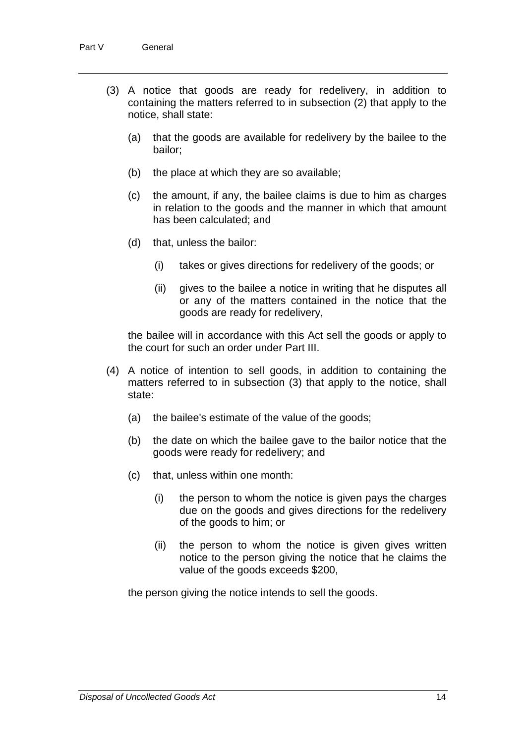(3) A notice that goods are ready for redelivery, in addition to containing the matters referred to in subsection (2) that apply to the notice, shall state:

   (a) that the goods are available for redelivery by the bailee to the bailor;

   (b) the place at which they are so available;

   (c) the amount, if any, the bailee claims is due to him as charges in relation to the goods and the manner in which that amount has been calculated; and

   (d) that, unless the bailor:

      (i) takes or gives directions for redelivery of the goods; or

      (ii) gives to the bailee a notice in writing that he disputes all or any of the matters contained in the notice that the goods are ready for redelivery,

   the bailee will in accordance with this Act sell the goods or apply to the court for such an order under Part III.

(4) A notice of intention to sell goods, in addition to containing the matters referred to in subsection (3) that apply to the notice, shall state:

   (a) the bailee's estimate of the value of the goods;

   (b) the date on which the bailee gave to the bailor notice that the goods were ready for redelivery; and

   (c) that, unless within one month:

      (i) the person to whom the notice is given pays the charges due on the goods and gives directions for the redelivery of the goods to him; or

      (ii) the person to whom the notice is given gives written notice to the person giving the notice that he claims the value of the goods exceeds $200,

   the person giving the notice intends to sell the goods.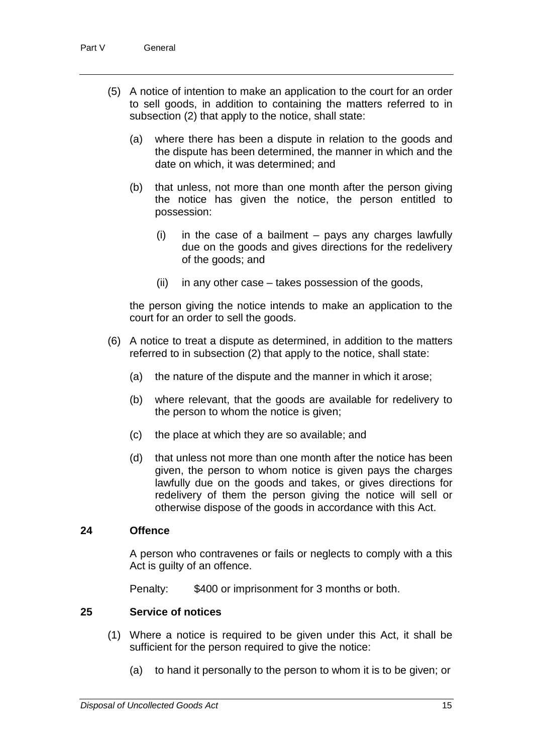(5) A notice of intention to make an application to the court for an order to sell goods, in addition to containing the matters referred to in subsection (2) that apply to the notice, shall state:

  (a) where there has been a dispute in relation to the goods and the dispute has been determined, the manner in which and the date on which, it was determined; and

  (b) that unless, not more than one month after the person giving the notice has given the notice, the person entitled to possession:

    (i) in the case of a bailment – pays any charges lawfully due on the goods and gives directions for the redelivery of the goods; and

    (ii) in any other case – takes possession of the goods,

  the person giving the notice intends to make an application to the court for an order to sell the goods.

(6) A notice to treat a dispute as determined, in addition to the matters referred to in subsection (2) that apply to the notice, shall state:

  (a) the nature of the dispute and the manner in which it arose;

  (b) where relevant, that the goods are available for redelivery to the person to whom the notice is given;

  (c) the place at which they are so available; and

  (d) that unless not more than one month after the notice has been given, the person to whom notice is given pays the charges lawfully due on the goods and takes, or gives directions for redelivery of them the person giving the notice will sell or otherwise dispose of the goods in accordance with this Act.

### 24 Offence

A person who contravenes or fails or neglects to comply with a this Act is guilty of an offence.

Penalty: $400 or imprisonment for 3 months or both.

### 25 Service of notices

(1) Where a notice is required to be given under this Act, it shall be sufficient for the person required to give the notice:

  (a) to hand it personally to the person to whom it is to be given; or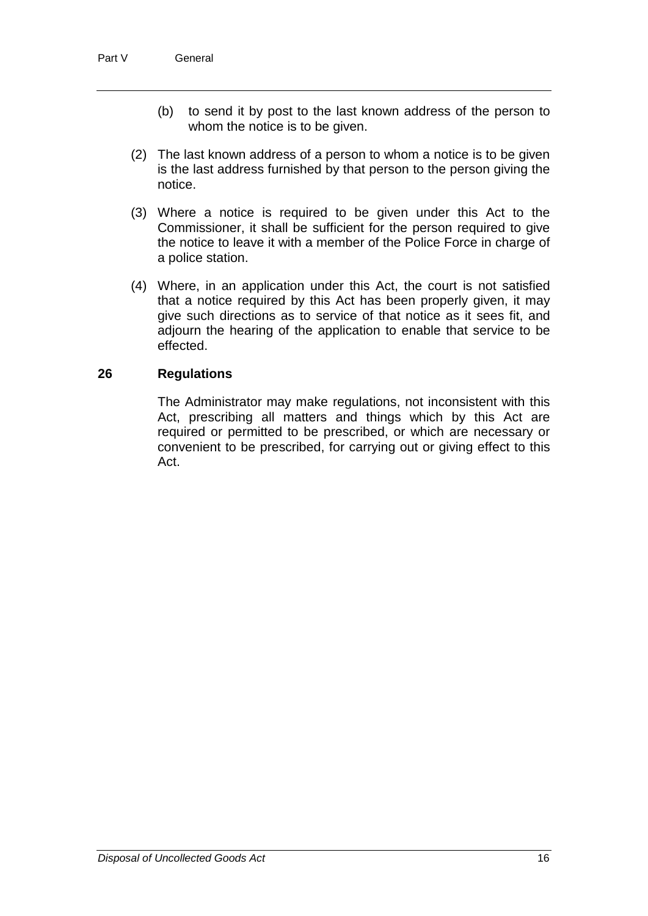(b) to send it by post to the last known address of the person to whom the notice is to be given.

(2) The last known address of a person to whom a notice is to be given is the last address furnished by that person to the person giving the notice.

(3) Where a notice is required to be given under this Act to the Commissioner, it shall be sufficient for the person required to give the notice to leave it with a member of the Police Force in charge of a police station.

(4) Where, in an application under this Act, the court is not satisfied that a notice required by this Act has been properly given, it may give such directions as to service of that notice as it sees fit, and adjourn the hearing of the application to enable that service to be effected.

## 26 Regulations

The Administrator may make regulations, not inconsistent with this Act, prescribing all matters and things which by this Act are required or permitted to be prescribed, or which are necessary or convenient to be prescribed, for carrying out or giving effect to this Act.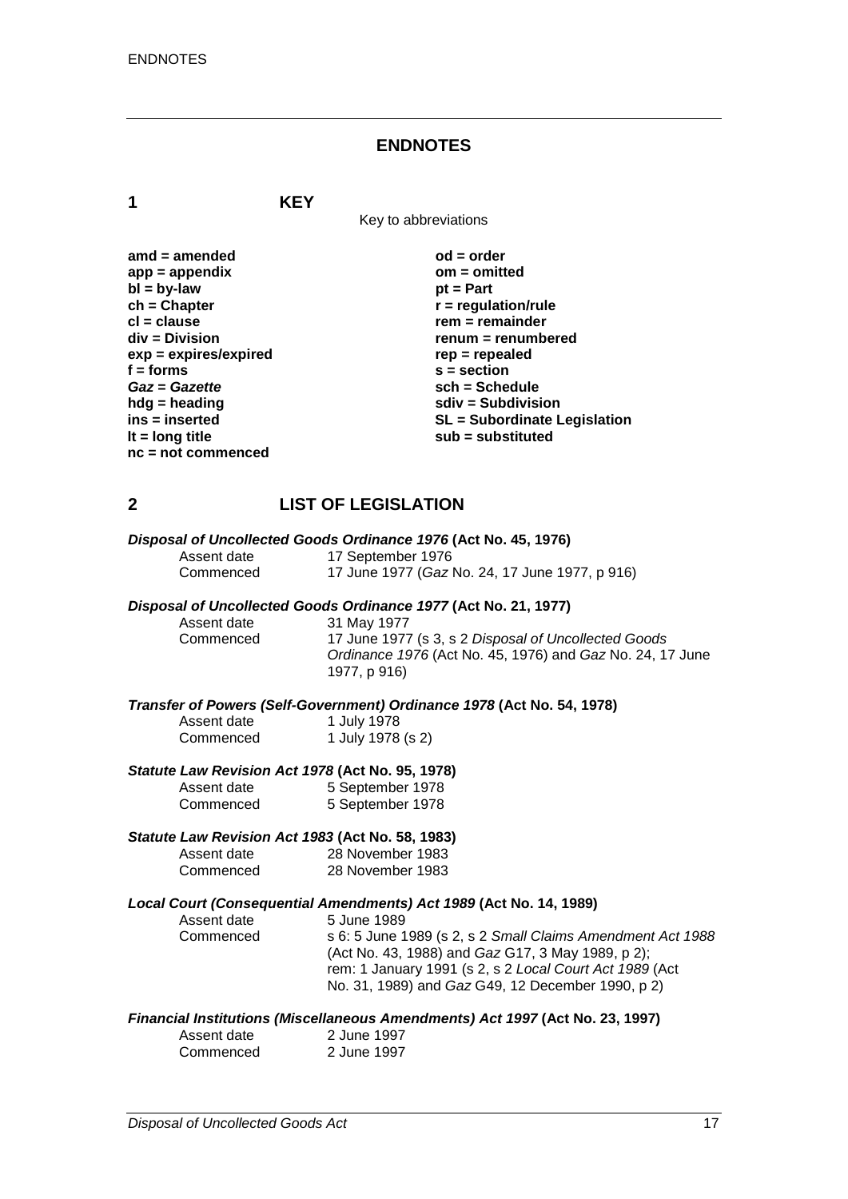# ENDNOTES

## 1 KEY

Key to abbreviations

**amd = amended**
**app = appendix**
**bl = by-law**
**ch = Chapter**
**cl = clause**
**div = Division**
**exp = expires/expired**
**f = forms**
***Gaz* = *Gazette***
**hdg = heading**
**ins = inserted**
**lt = long title**
**nc = not commenced**
**od = order**
**om = omitted**
**pt = Part**
**r = regulation/rule**
**rem = remainder**
**renum = renumbered**
**rep = repealed**
**s = section**
**sch = Schedule**
**sdiv = Subdivision**
**SL = Subordinate Legislation**
**sub = substituted**

## 2 LIST OF LEGISLATION

***Disposal of Uncollected Goods Ordinance 1976* (Act No. 45, 1976)**

Assent date 17 September 1976
Commenced 17 June 1977 (*Gaz* No. 24, 17 June 1977, p 916)

***Disposal of Uncollected Goods Ordinance 1977* (Act No. 21, 1977)**

Assent date 31 May 1977
Commenced 17 June 1977 (s 3, s 2 *Disposal of Uncollected Goods Ordinance 1976* (Act No. 45, 1976) and *Gaz* No. 24, 17 June 1977, p 916)

***Transfer of Powers (Self-Government) Ordinance 1978* (Act No. 54, 1978)**

Assent date 1 July 1978
Commenced 1 July 1978 (s 2)

***Statute Law Revision Act 1978* (Act No. 95, 1978)**

Assent date 5 September 1978
Commenced 5 September 1978

***Statute Law Revision Act 1983* (Act No. 58, 1983)**

Assent date 28 November 1983
Commenced 28 November 1983

***Local Court (Consequential Amendments) Act 1989* (Act No. 14, 1989)**

Assent date 5 June 1989
Commenced s 6: 5 June 1989 (s 2, s 2 *Small Claims Amendment Act 1988* (Act No. 43, 1988) and *Gaz* G17, 3 May 1989, p 2); rem: 1 January 1991 (s 2, s 2 *Local Court Act 1989* (Act No. 31, 1989) and *Gaz* G49, 12 December 1990, p 2)

***Financial Institutions (Miscellaneous Amendments) Act 1997* (Act No. 23, 1997)**

Assent date 2 June 1997
Commenced 2 June 1997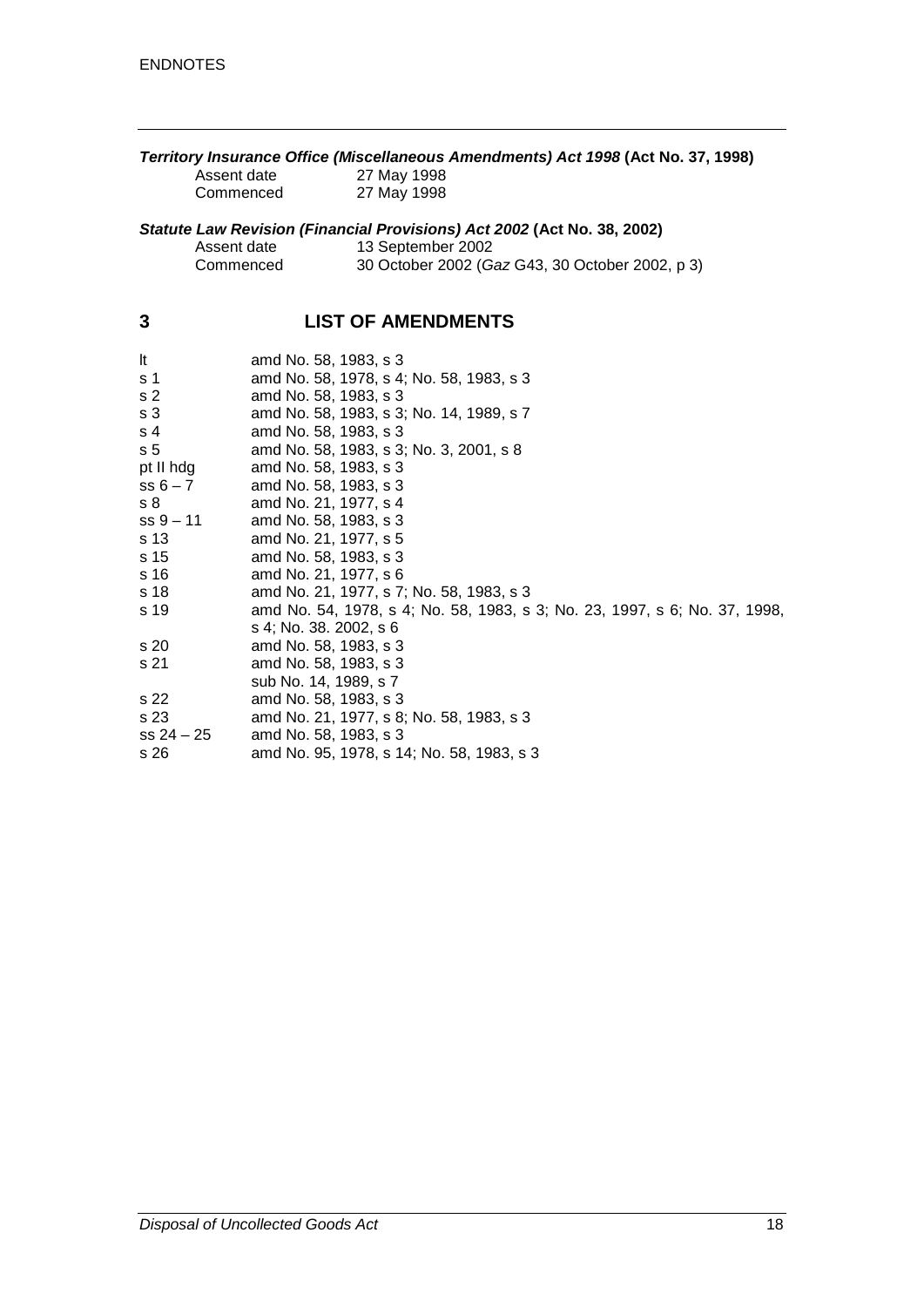***Territory Insurance Office (Miscellaneous Amendments) Act 1998*** **(Act No. 37, 1998)**

Assent date 27 May 1998
Commenced 27 May 1998

***Statute Law Revision (Financial Provisions) Act 2002*** **(Act No. 38, 2002)**

Assent date 13 September 2002
Commenced 30 October 2002 (*Gaz* G43, 30 October 2002, p 3)

## 3 LIST OF AMENDMENTS

| | |
|---|---|
| lt | amd No. 58, 1983, s 3 |
| s 1 | amd No. 58, 1978, s 4; No. 58, 1983, s 3 |
| s 2 | amd No. 58, 1983, s 3 |
| s 3 | amd No. 58, 1983, s 3; No. 14, 1989, s 7 |
| s 4 | amd No. 58, 1983, s 3 |
| s 5 | amd No. 58, 1983, s 3; No. 3, 2001, s 8 |
| pt II hdg | amd No. 58, 1983, s 3 |
| ss 6 – 7 | amd No. 58, 1983, s 3 |
| s 8 | amd No. 21, 1977, s 4 |
| ss 9 – 11 | amd No. 58, 1983, s 3 |
| s 13 | amd No. 21, 1977, s 5 |
| s 15 | amd No. 58, 1983, s 3 |
| s 16 | amd No. 21, 1977, s 6 |
| s 18 | amd No. 21, 1977, s 7; No. 58, 1983, s 3 |
| s 19 | amd No. 54, 1978, s 4; No. 58, 1983, s 3; No. 23, 1997, s 6; No. 37, 1998, s 4; No. 38. 2002, s 6 |
| s 20 | amd No. 58, 1983, s 3 |
| s 21 | amd No. 58, 1983, s 3<br>sub No. 14, 1989, s 7 |
| s 22 | amd No. 58, 1983, s 3 |
| s 23 | amd No. 21, 1977, s 8; No. 58, 1983, s 3 |
| ss 24 – 25 | amd No. 58, 1983, s 3 |
| s 26 | amd No. 95, 1978, s 14; No. 58, 1983, s 3 |